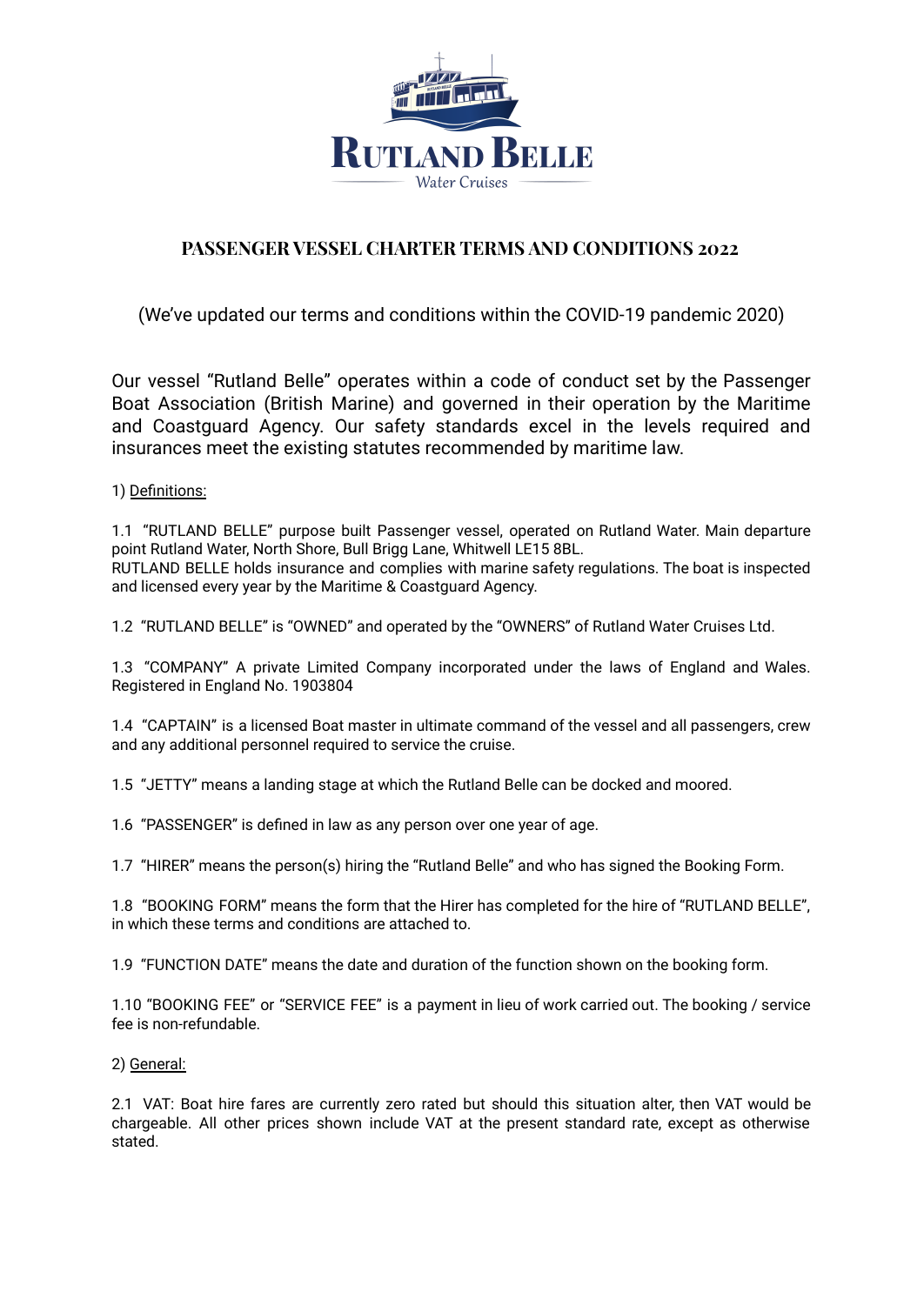# PASSENGER VESSEL CHARTER TERMS AND CONDITIONS 2022

(We've updated our terms and conditions within the COVID-19 pandemic 2020)

Our vessel "Rutland Belle" operates within a code of conduct set by the Passenger Boat Association (British Marine) and governed in their operation by the Maritime and Coastguard Agency. Our safety standards excel in the levels required and insurances meet the existing statutes recommended by maritime law.

1) Definitions:

1.1 "RUTLAND BELLE" purpose built Passenger vessel, operated on Rutland Water. Main departure point Rutland Water, North Shore, Bull Brigg Lane, Whitwell LE15 8BL.
RUTLAND BELLE holds insurance and complies with marine safety regulations. The boat is inspected and licensed every year by the Maritime & Coastguard Agency.

1.2 "RUTLAND BELLE" is "OWNED" and operated by the "OWNERS" of Rutland Water Cruises Ltd.

1.3 "COMPANY" A private Limited Company incorporated under the laws of England and Wales. Registered in England No. 1903804

1.4 "CAPTAIN" is a licensed Boat master in ultimate command of the vessel and all passengers, crew and any additional personnel required to service the cruise.

1.5 "JETTY" means a landing stage at which the Rutland Belle can be docked and moored.

1.6 "PASSENGER" is defined in law as any person over one year of age.

1.7 "HIRER" means the person(s) hiring the "Rutland Belle" and who has signed the Booking Form.

1.8 "BOOKING FORM" means the form that the Hirer has completed for the hire of "RUTLAND BELLE", in which these terms and conditions are attached to.

1.9 "FUNCTION DATE" means the date and duration of the function shown on the booking form.

1.10 "BOOKING FEE" or "SERVICE FEE" is a payment in lieu of work carried out. The booking / service fee is non-refundable.

2) General:

2.1 VAT: Boat hire fares are currently zero rated but should this situation alter, then VAT would be chargeable. All other prices shown include VAT at the present standard rate, except as otherwise stated.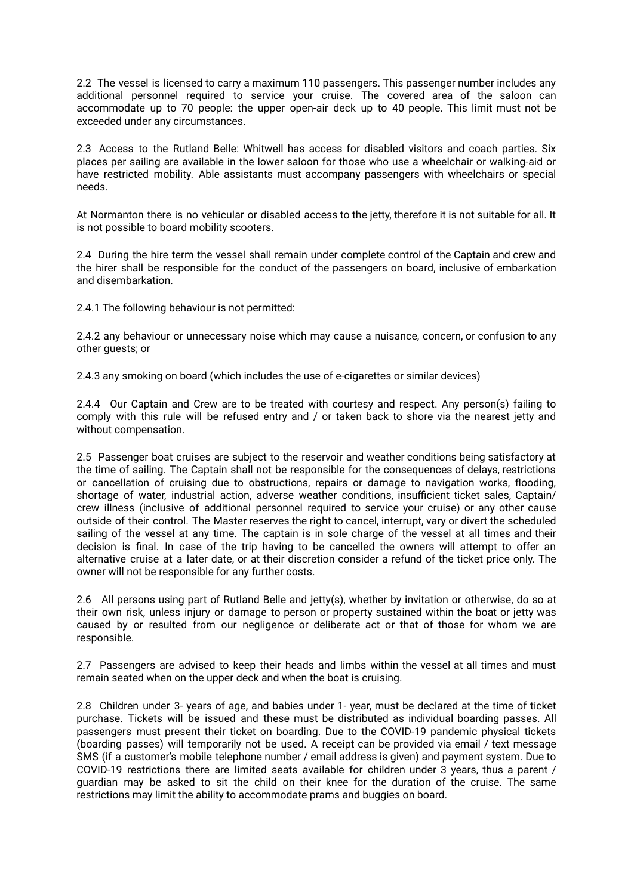2.2 The vessel is licensed to carry a maximum 110 passengers. This passenger number includes any additional personnel required to service your cruise. The covered area of the saloon can accommodate up to 70 people: the upper open-air deck up to 40 people. This limit must not be exceeded under any circumstances.

2.3 Access to the Rutland Belle: Whitwell has access for disabled visitors and coach parties. Six places per sailing are available in the lower saloon for those who use a wheelchair or walking-aid or have restricted mobility. Able assistants must accompany passengers with wheelchairs or special needs.

At Normanton there is no vehicular or disabled access to the jetty, therefore it is not suitable for all. It is not possible to board mobility scooters.

2.4 During the hire term the vessel shall remain under complete control of the Captain and crew and the hirer shall be responsible for the conduct of the passengers on board, inclusive of embarkation and disembarkation.

2.4.1 The following behaviour is not permitted:

2.4.2 any behaviour or unnecessary noise which may cause a nuisance, concern, or confusion to any other guests; or

2.4.3 any smoking on board (which includes the use of e-cigarettes or similar devices)

2.4.4 Our Captain and Crew are to be treated with courtesy and respect. Any person(s) failing to comply with this rule will be refused entry and / or taken back to shore via the nearest jetty and without compensation.

2.5 Passenger boat cruises are subject to the reservoir and weather conditions being satisfactory at the time of sailing. The Captain shall not be responsible for the consequences of delays, restrictions or cancellation of cruising due to obstructions, repairs or damage to navigation works, flooding, shortage of water, industrial action, adverse weather conditions, insufficient ticket sales, Captain/ crew illness (inclusive of additional personnel required to service your cruise) or any other cause outside of their control. The Master reserves the right to cancel, interrupt, vary or divert the scheduled sailing of the vessel at any time. The captain is in sole charge of the vessel at all times and their decision is final. In case of the trip having to be cancelled the owners will attempt to offer an alternative cruise at a later date, or at their discretion consider a refund of the ticket price only. The owner will not be responsible for any further costs.

2.6 All persons using part of Rutland Belle and jetty(s), whether by invitation or otherwise, do so at their own risk, unless injury or damage to person or property sustained within the boat or jetty was caused by or resulted from our negligence or deliberate act or that of those for whom we are responsible.

2.7 Passengers are advised to keep their heads and limbs within the vessel at all times and must remain seated when on the upper deck and when the boat is cruising.

2.8 Children under 3- years of age, and babies under 1- year, must be declared at the time of ticket purchase. Tickets will be issued and these must be distributed as individual boarding passes. All passengers must present their ticket on boarding. Due to the COVID-19 pandemic physical tickets (boarding passes) will temporarily not be used. A receipt can be provided via email / text message SMS (if a customer's mobile telephone number / email address is given) and payment system. Due to COVID-19 restrictions there are limited seats available for children under 3 years, thus a parent / guardian may be asked to sit the child on their knee for the duration of the cruise. The same restrictions may limit the ability to accommodate prams and buggies on board.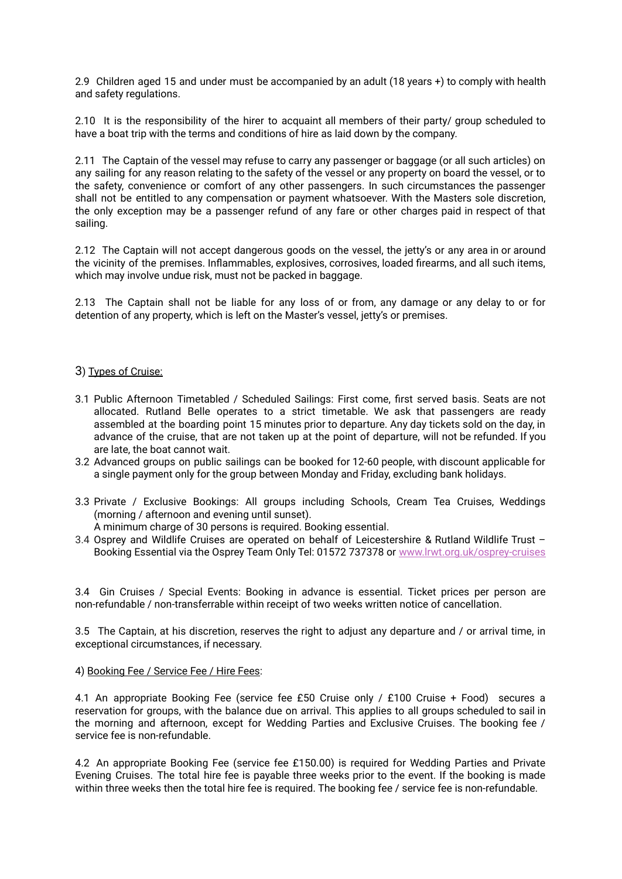2.9 Children aged 15 and under must be accompanied by an adult (18 years +) to comply with health and safety regulations.

2.10 It is the responsibility of the hirer to acquaint all members of their party/ group scheduled to have a boat trip with the terms and conditions of hire as laid down by the company.

2.11 The Captain of the vessel may refuse to carry any passenger or baggage (or all such articles) on any sailing for any reason relating to the safety of the vessel or any property on board the vessel, or to the safety, convenience or comfort of any other passengers. In such circumstances the passenger shall not be entitled to any compensation or payment whatsoever. With the Masters sole discretion, the only exception may be a passenger refund of any fare or other charges paid in respect of that sailing.

2.12 The Captain will not accept dangerous goods on the vessel, the jetty's or any area in or around the vicinity of the premises. Inflammables, explosives, corrosives, loaded firearms, and all such items, which may involve undue risk, must not be packed in baggage.

2.13 The Captain shall not be liable for any loss of or from, any damage or any delay to or for detention of any property, which is left on the Master's vessel, jetty's or premises.

3) Types of Cruise:

3.1 Public Afternoon Timetabled / Scheduled Sailings: First come, first served basis. Seats are not allocated. Rutland Belle operates to a strict timetable. We ask that passengers are ready assembled at the boarding point 15 minutes prior to departure. Any day tickets sold on the day, in advance of the cruise, that are not taken up at the point of departure, will not be refunded. If you are late, the boat cannot wait.

3.2 Advanced groups on public sailings can be booked for 12-60 people, with discount applicable for a single payment only for the group between Monday and Friday, excluding bank holidays.

3.3 Private / Exclusive Bookings: All groups including Schools, Cream Tea Cruises, Weddings (morning / afternoon and evening until sunset).
A minimum charge of 30 persons is required. Booking essential.

3.4 Osprey and Wildlife Cruises are operated on behalf of Leicestershire & Rutland Wildlife Trust – Booking Essential via the Osprey Team Only Tel: 01572 737378 or www.lrwt.org.uk/osprey-cruises

3.4 Gin Cruises / Special Events: Booking in advance is essential. Ticket prices per person are non-refundable / non-transferrable within receipt of two weeks written notice of cancellation.

3.5 The Captain, at his discretion, reserves the right to adjust any departure and / or arrival time, in exceptional circumstances, if necessary.

4) Booking Fee / Service Fee / Hire Fees:

4.1 An appropriate Booking Fee (service fee £50 Cruise only / £100 Cruise + Food) secures a reservation for groups, with the balance due on arrival. This applies to all groups scheduled to sail in the morning and afternoon, except for Wedding Parties and Exclusive Cruises. The booking fee / service fee is non-refundable.

4.2 An appropriate Booking Fee (service fee £150.00) is required for Wedding Parties and Private Evening Cruises. The total hire fee is payable three weeks prior to the event. If the booking is made within three weeks then the total hire fee is required. The booking fee / service fee is non-refundable.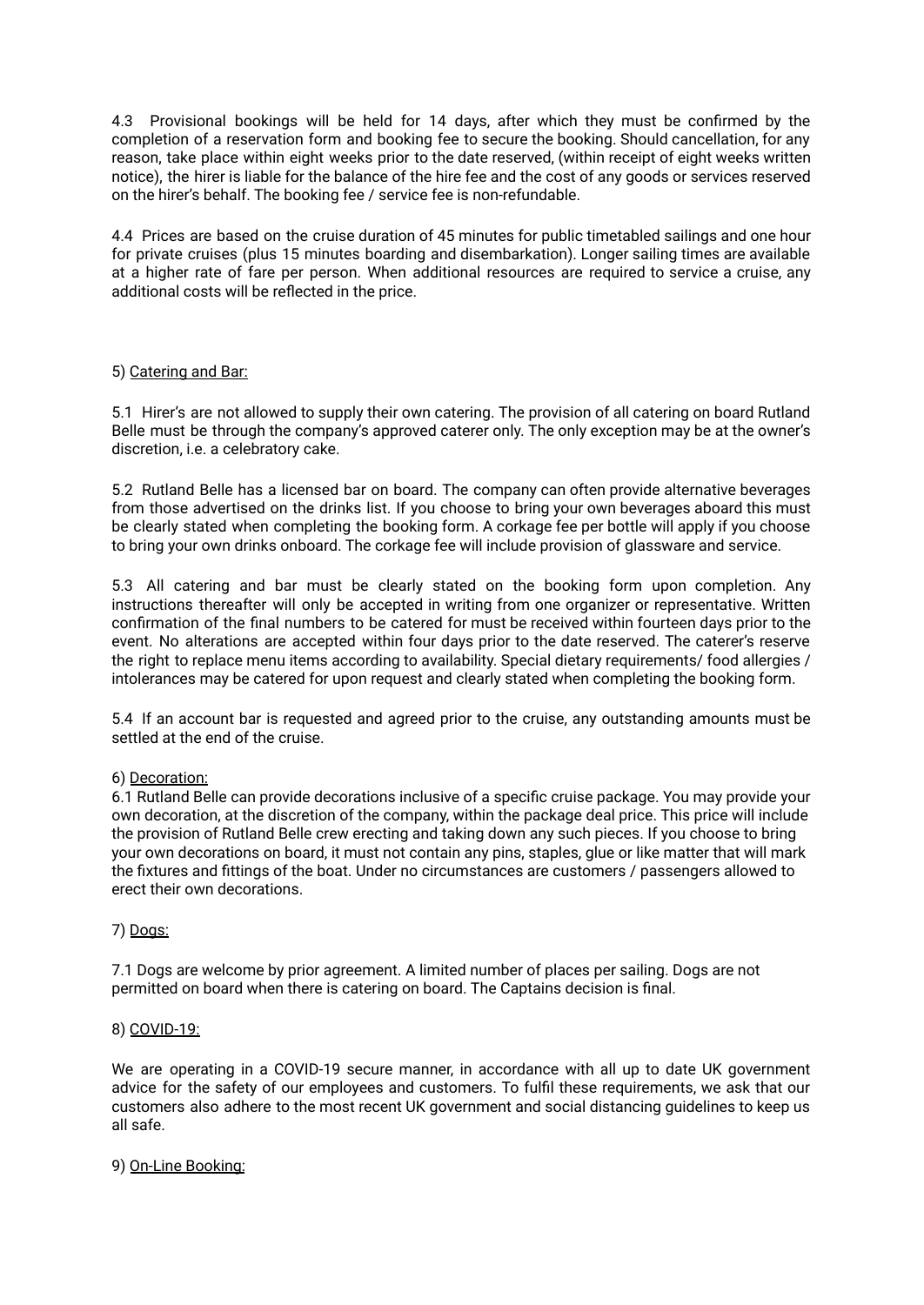4.3 Provisional bookings will be held for 14 days, after which they must be confirmed by the completion of a reservation form and booking fee to secure the booking. Should cancellation, for any reason, take place within eight weeks prior to the date reserved, (within receipt of eight weeks written notice), the hirer is liable for the balance of the hire fee and the cost of any goods or services reserved on the hirer's behalf. The booking fee / service fee is non-refundable.

4.4 Prices are based on the cruise duration of 45 minutes for public timetabled sailings and one hour for private cruises (plus 15 minutes boarding and disembarkation). Longer sailing times are available at a higher rate of fare per person. When additional resources are required to service a cruise, any additional costs will be reflected in the price.

5) <u>Catering and Bar:</u>

5.1 Hirer's are not allowed to supply their own catering. The provision of all catering on board Rutland Belle must be through the company's approved caterer only. The only exception may be at the owner's discretion, i.e. a celebratory cake.

5.2 Rutland Belle has a licensed bar on board. The company can often provide alternative beverages from those advertised on the drinks list. If you choose to bring your own beverages aboard this must be clearly stated when completing the booking form. A corkage fee per bottle will apply if you choose to bring your own drinks onboard. The corkage fee will include provision of glassware and service.

5.3 All catering and bar must be clearly stated on the booking form upon completion. Any instructions thereafter will only be accepted in writing from one organizer or representative. Written confirmation of the final numbers to be catered for must be received within fourteen days prior to the event. No alterations are accepted within four days prior to the date reserved. The caterer's reserve the right to replace menu items according to availability. Special dietary requirements/ food allergies / intolerances may be catered for upon request and clearly stated when completing the booking form.

5.4 If an account bar is requested and agreed prior to the cruise, any outstanding amounts must be settled at the end of the cruise.

6) <u>Decoration:</u>

6.1 Rutland Belle can provide decorations inclusive of a specific cruise package. You may provide your own decoration, at the discretion of the company, within the package deal price. This price will include the provision of Rutland Belle crew erecting and taking down any such pieces. If you choose to bring your own decorations on board, it must not contain any pins, staples, glue or like matter that will mark the fixtures and fittings of the boat. Under no circumstances are customers / passengers allowed to erect their own decorations.

7) <u>Dogs:</u>

7.1 Dogs are welcome by prior agreement. A limited number of places per sailing. Dogs are not permitted on board when there is catering on board. The Captains decision is final.

8) <u>COVID-19:</u>

We are operating in a COVID-19 secure manner, in accordance with all up to date UK government advice for the safety of our employees and customers. To fulfil these requirements, we ask that our customers also adhere to the most recent UK government and social distancing guidelines to keep us all safe.

9) <u>On-Line Booking:</u>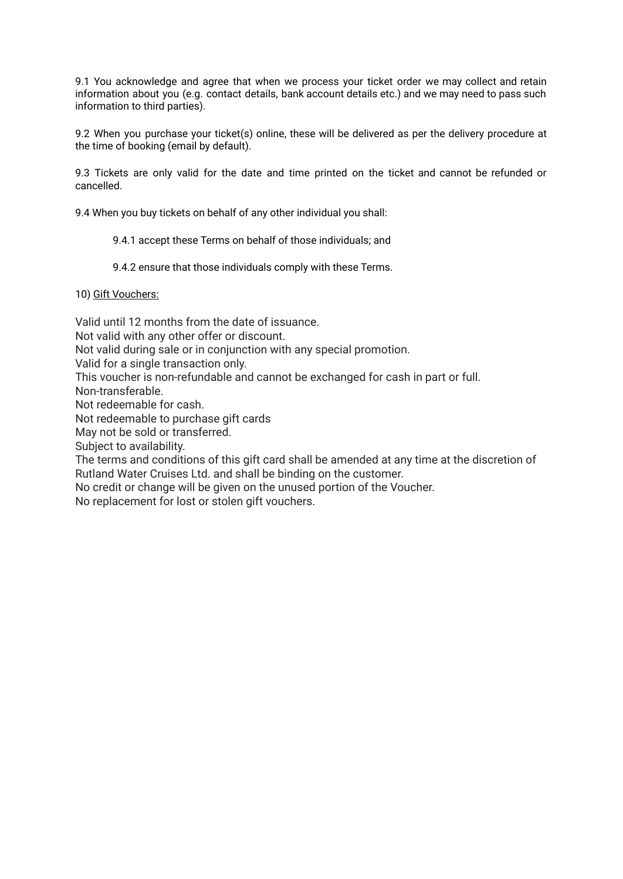9.1 You acknowledge and agree that when we process your ticket order we may collect and retain information about you (e.g. contact details, bank account details etc.) and we may need to pass such information to third parties).

9.2 When you purchase your ticket(s) online, these will be delivered as per the delivery procedure at the time of booking (email by default).

9.3 Tickets are only valid for the date and time printed on the ticket and cannot be refunded or cancelled.

9.4 When you buy tickets on behalf of any other individual you shall:

> 9.4.1 accept these Terms on behalf of those individuals; and
>
> 9.4.2 ensure that those individuals comply with these Terms.

10) <u>Gift Vouchers:</u>

Valid until 12 months from the date of issuance.
Not valid with any other offer or discount.
Not valid during sale or in conjunction with any special promotion.
Valid for a single transaction only.
This voucher is non-refundable and cannot be exchanged for cash in part or full.
Non-transferable.
Not redeemable for cash.
Not redeemable to purchase gift cards
May not be sold or transferred.
Subject to availability.
The terms and conditions of this gift card shall be amended at any time at the discretion of Rutland Water Cruises Ltd. and shall be binding on the customer.
No credit or change will be given on the unused portion of the Voucher.
No replacement for lost or stolen gift vouchers.